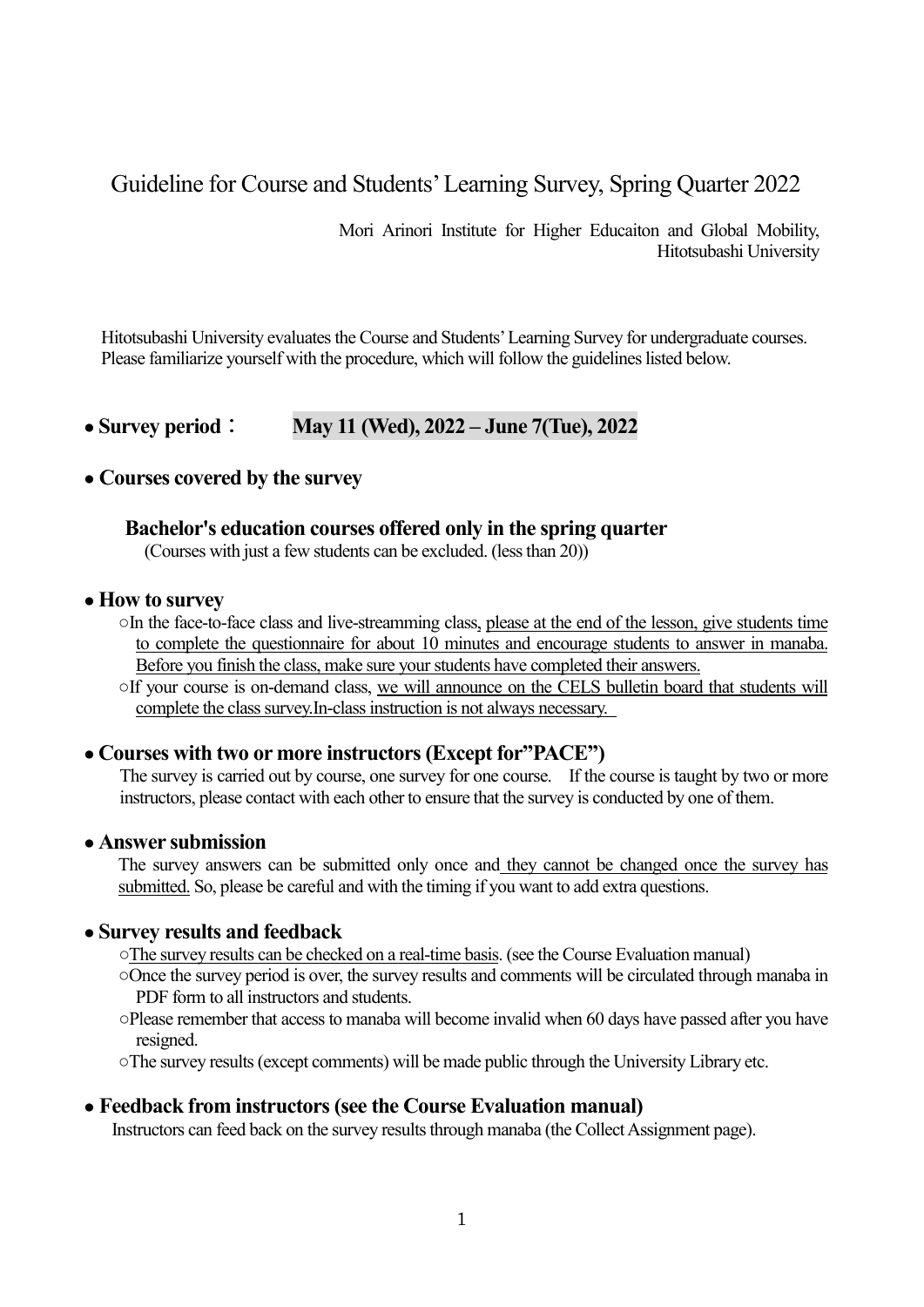# Guideline for Course and Students' Learning Survey, Spring Quarter 2022

Mori Arinori Institute for Higher Educaiton and Global Mobility,
Hitotsubashi University

Hitotsubashi University evaluates the Course and Students' Learning Survey for undergraduate courses. Please familiarize yourself with the procedure, which will follow the guidelines listed below.

- **Survey period： May 11 (Wed), 2022 – June 7(Tue), 2022**

- **Courses covered by the survey**

  **Bachelor's education courses offered only in the spring quarter**
  (Courses with just a few students can be excluded. (less than 20))

- **How to survey**
  - ○In the face-to-face class and live-streamming class, please at the end of the lesson, give students time to complete the questionnaire for about 10 minutes and encourage students to answer in manaba. Before you finish the class, make sure your students have completed their answers.
  - ○If your course is on-demand class, we will announce on the CELS bulletin board that students will complete the class survey.In-class instruction is not always necessary.

- **Courses with two or more instructors (Except for"PACE")**

  The survey is carried out by course, one survey for one course. If the course is taught by two or more instructors, please contact with each other to ensure that the survey is conducted by one of them.

- **Answer submission**

  The survey answers can be submitted only once and they cannot be changed once the survey has submitted. So, please be careful and with the timing if you want to add extra questions.

- **Survey results and feedback**
  - ○The survey results can be checked on a real-time basis. (see the Course Evaluation manual)
  - ○Once the survey period is over, the survey results and comments will be circulated through manaba in PDF form to all instructors and students.
  - ○Please remember that access to manaba will become invalid when 60 days have passed after you have resigned.
  - ○The survey results (except comments) will be made public through the University Library etc.

- **Feedback from instructors (see the Course Evaluation manual)**

  Instructors can feed back on the survey results through manaba (the Collect Assignment page).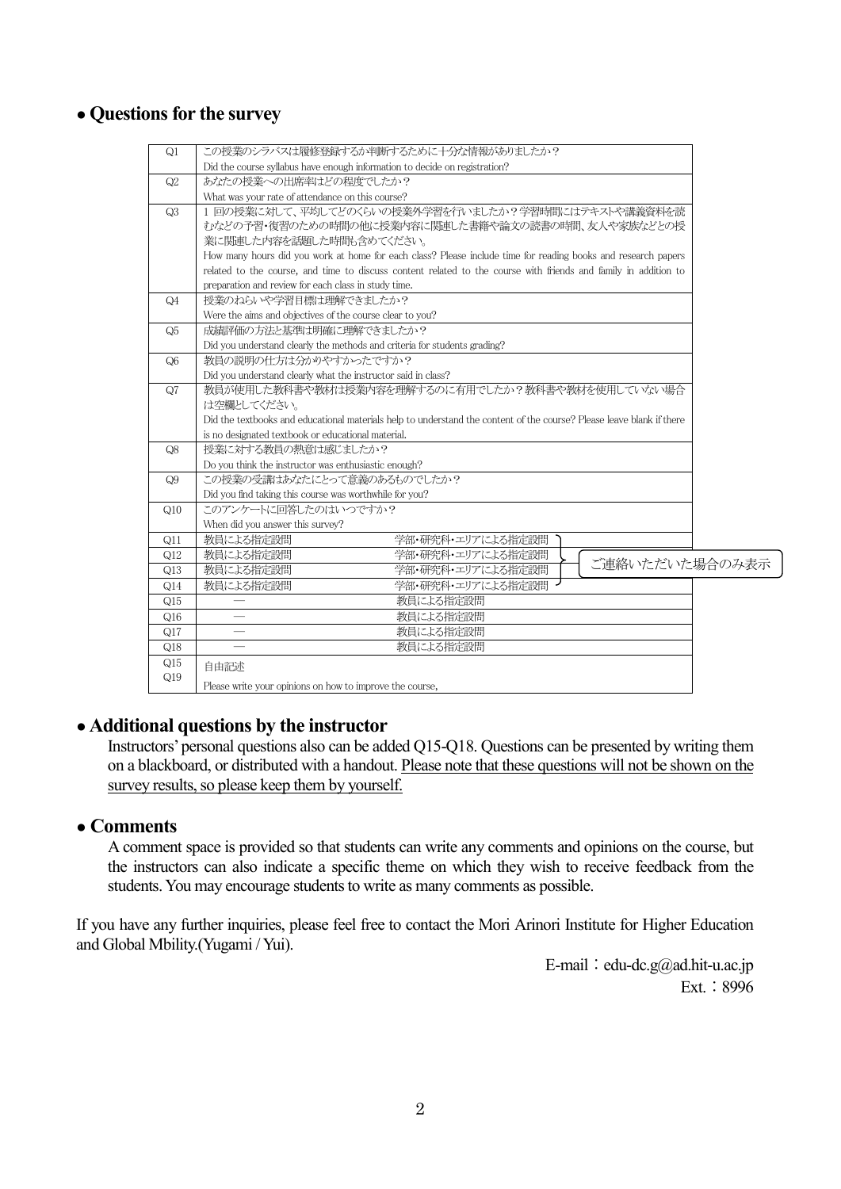## • Questions for the survey

| | | |
|---|---|---|
| Q1 | この授業のシラバスは履修登録するか判断するために十分な情報がありましたか？<br>Did the course syllabus have enough information to decide on registration? | |
| Q2 | あなたの授業への出席率はどの程度でしたか？<br>What was your rate of attendance on this course? | |
| Q3 | 1 回の授業に対して、平均してどのくらいの授業外学習を行いましたか？学習時間にはテキストや講義資料を読むなどの予習・復習のための時間の他に授業内容に関連した書籍や論文の読書の時間、友人や家族などとの授業に関連した内容を話題した時間も含めてください。<br>How many hours did you work at home for each class? Please include time for reading books and research papers related to the course, and time to discuss content related to the course with friends and family in addition to preparation and review for each class in study time. | |
| Q4 | 授業のねらいや学習目標は理解できましたか？<br>Were the aims and objectives of the course clear to you? | |
| Q5 | 成績評価の方法と基準は明確に理解できましたか？<br>Did you understand clearly the methods and criteria for students grading? | |
| Q6 | 教員の説明の仕方は分かりやすかったですか？<br>Did you understand clearly what the instructor said in class? | |
| Q7 | 教員が使用した教科書や教材は授業内容を理解するのに有用でしたか？教科書や教材を使用していない場合は空欄としてください。<br>Did the textbooks and educational materials help to understand the content of the course? Please leave blank if there is no designated textbook or educational material. | |
| Q8 | 授業に対する教員の熱意は感じましたか？<br>Do you think the instructor was enthusiastic enough? | |
| Q9 | この授業の受講はあなたにとって意義のあるものでしたか？<br>Did you find taking this course was worthwhile for you? | |
| Q10 | このアンケートに回答したのはいつですか？<br>When did you answer this survey? | |
| Q11 | 教員による指定設問 | 学部・研究科・エリアによる指定設問 |
| Q12 | 教員による指定設問 | 学部・研究科・エリアによる指定設問 |
| Q13 | 教員による指定設問 | 学部・研究科・エリアによる指定設問 |
| Q14 | 教員による指定設問 | 学部・研究科・エリアによる指定設問 |
| Q15 | — | 教員による指定設問 |
| Q16 | — | 教員による指定設問 |
| Q17 | — | 教員による指定設問 |
| Q18 | — | 教員による指定設問 |
| Q15<br>Q19 | 自由記述<br>Please write your opinions on how to improve the course, | |

ご連絡いただいた場合のみ表示

## • Additional questions by the instructor

Instructors' personal questions also can be added Q15-Q18. Questions can be presented by writing them on a blackboard, or distributed with a handout. Please note that these questions will not be shown on the survey results, so please keep them by yourself.

## • Comments

A comment space is provided so that students can write any comments and opinions on the course, but the instructors can also indicate a specific theme on which they wish to receive feedback from the students. You may encourage students to write as many comments as possible.

If you have any further inquiries, please feel free to contact the Mori Arinori Institute for Higher Education and Global Mbility.(Yugami / Yui).

E-mail：edu-dc.g@ad.hit-u.ac.jp
Ext.：8996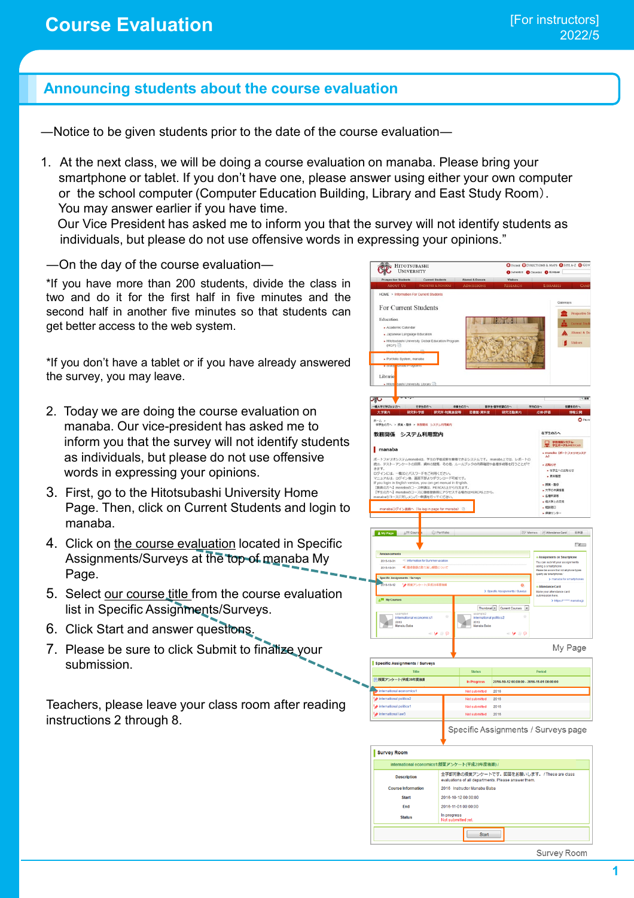# Course Evaluation

[For instructors]
2022/5

## Announcing students about the course evaluation

—Notice to be given students prior to the date of the course evaluation—

1. At the next class, we will be doing a course evaluation on manaba. Please bring your smartphone or tablet. If you don't have one, please answer using either your own computer or the school computer (Computer Education Building, Library and East Study Room）. You may answer earlier if you have time.
   Our Vice President has asked me to inform you that the survey will not identify students as individuals, but please do not use offensive words in expressing your opinions."

—On the day of the course evaluation—

*If you have more than 200 students, divide the class in two and do it for the first half in five minutes and the second half in another five minutes so that students can get better access to the web system.

*If you don't have a tablet or if you have already answered the survey, you may leave.

2. Today we are doing the course evaluation on manaba. Our vice-president has asked me to inform you that the survey will not identify students as individuals, but please do not use offensive words in expressing your opinions.
3. First, go to the Hitotsubashi University Home Page. Then, click on Current Students and login to manaba.
4. Click on the course evaluation located in Specific Assignments/Surveys at the top of manaba My Page.
5. Select our course title from the course evaluation list in Specific Assignments/Surveys.
6. Click Start and answer questions.
7. Please be sure to click Submit to finalize your submission.

Teachers, please leave your class room after reading instructions 2 through 8.

My Page

Specific Assignments / Surveys page

Survey Room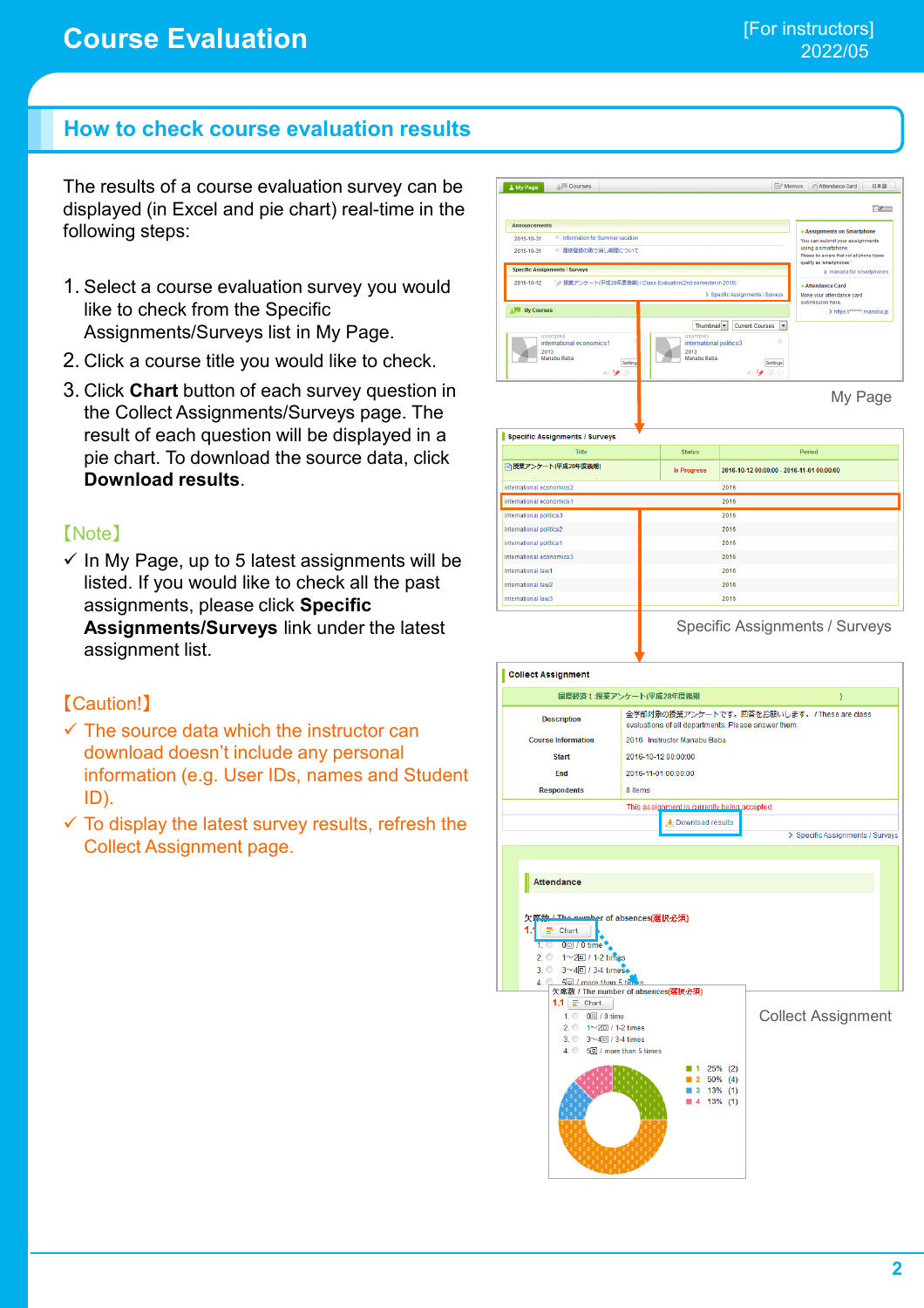# Course Evaluation

[For instructors]
2022/05

## How to check course evaluation results

The results of a course evaluation survey can be displayed (in Excel and pie chart) real-time in the following steps:

1. Select a course evaluation survey you would like to check from the Specific Assignments/Surveys list in My Page.
2. Click a course title you would like to check.
3. Click **Chart** button of each survey question in the Collect Assignments/Surveys page. The result of each question will be displayed in a pie chart. To download the source data, click **Download results**.

【Note】

✓ In My Page, up to 5 latest assignments will be listed. If you would like to check all the past assignments, please click **Specific Assignments/Surveys** link under the latest assignment list.

【Caution!】

✓ The source data which the instructor can download doesn't include any personal information (e.g. User IDs, names and Student ID).

✓ To display the latest survey results, refresh the Collect Assignment page.

My Page

Specific Assignments / Surveys

Collect Assignment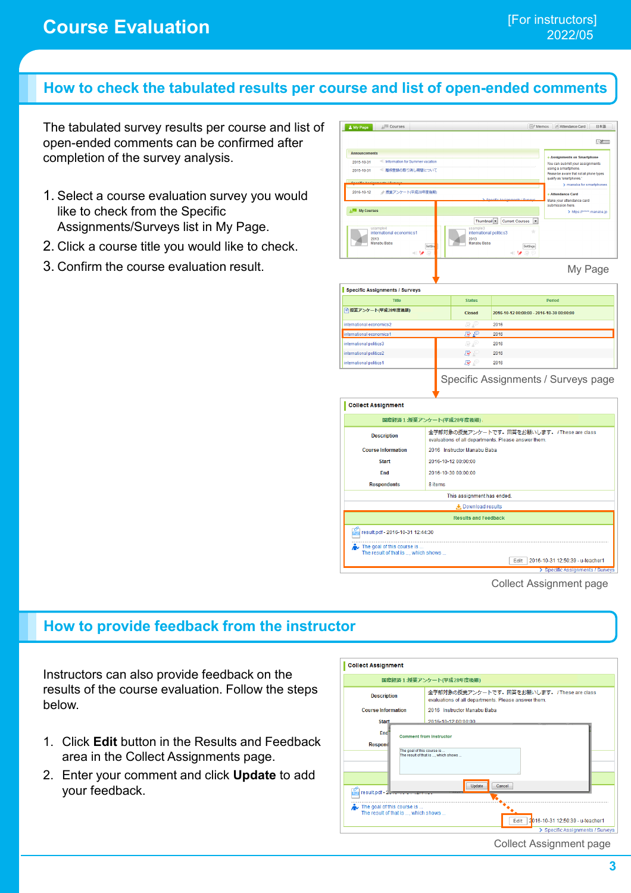# Course Evaluation

[For instructors]
2022/05

## How to check the tabulated results per course and list of open-ended comments

The tabulated survey results per course and list of open-ended comments can be confirmed after completion of the survey analysis.

1. Select a course evaluation survey you would like to check from the Specific Assignments/Surveys list in My Page.
2. Click a course title you would like to check.
3. Confirm the course evaluation result.

My Page

Specific Assignments / Surveys page

Collect Assignment page

## How to provide feedback from the instructor

Instructors can also provide feedback on the results of the course evaluation. Follow the steps below.

1. Click **Edit** button in the Results and Feedback area in the Collect Assignments page.
2. Enter your comment and click **Update** to add your feedback.

Collect Assignment page